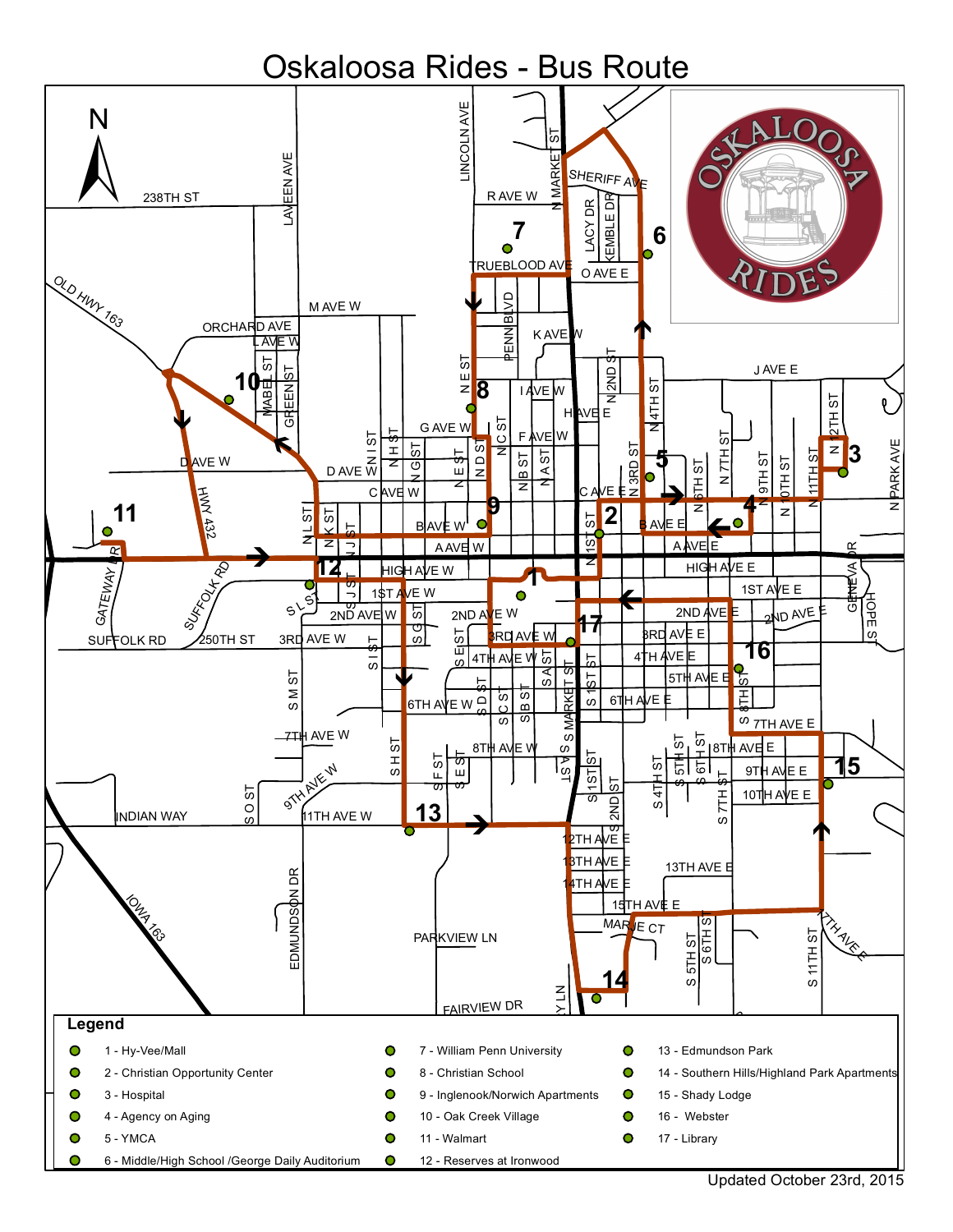# Oskaloosa Rides - Bus Route

## Legend

- 1 - Hy-Vee/Mall
- 2 - Christian Opportunity Center
- 3 - Hospital
- 4 - Agency on Aging
- 5 - YMCA
- 6 - Middle/High School /George Daily Auditorium
- 7 - William Penn University
- 8 - Christian School
- 9 - Inglenook/Norwich Apartments
- 10 - Oak Creek Village
- 11 - Walmart
- 12 - Reserves at Ironwood
- 13 - Edmundson Park
- 14 - Southern Hills/Highland Park Apartments
- 15 - Shady Lodge
- 16 - Webster
- 17 - Library

Updated October 23rd, 2015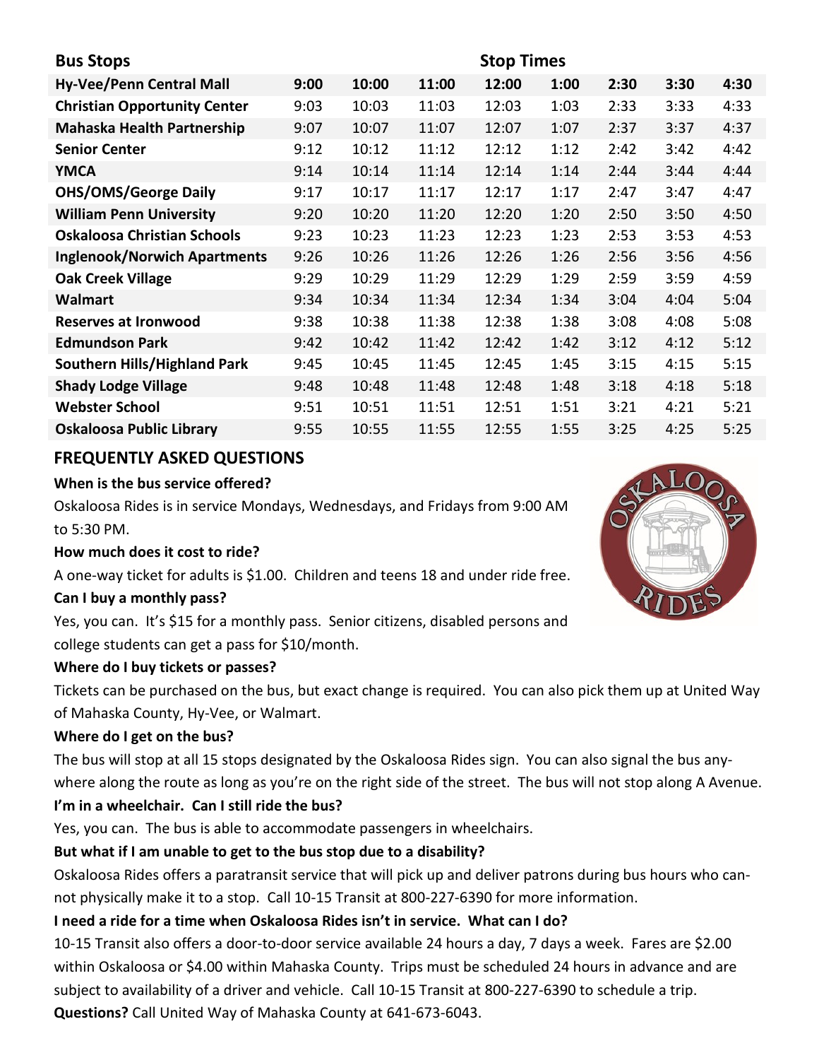| Bus Stops | Stop Times | | | | | | | |
|---|---|---|---|---|---|---|---|---|
| **Hy-Vee/Penn Central Mall** | **9:00** | **10:00** | **11:00** | **12:00** | **1:00** | **2:30** | **3:30** | **4:30** |
| **Christian Opportunity Center** | 9:03 | 10:03 | 11:03 | 12:03 | 1:03 | 2:33 | 3:33 | 4:33 |
| **Mahaska Health Partnership** | 9:07 | 10:07 | 11:07 | 12:07 | 1:07 | 2:37 | 3:37 | 4:37 |
| **Senior Center** | 9:12 | 10:12 | 11:12 | 12:12 | 1:12 | 2:42 | 3:42 | 4:42 |
| **YMCA** | 9:14 | 10:14 | 11:14 | 12:14 | 1:14 | 2:44 | 3:44 | 4:44 |
| **OHS/OMS/George Daily** | 9:17 | 10:17 | 11:17 | 12:17 | 1:17 | 2:47 | 3:47 | 4:47 |
| **William Penn University** | 9:20 | 10:20 | 11:20 | 12:20 | 1:20 | 2:50 | 3:50 | 4:50 |
| **Oskaloosa Christian Schools** | 9:23 | 10:23 | 11:23 | 12:23 | 1:23 | 2:53 | 3:53 | 4:53 |
| **Inglenook/Norwich Apartments** | 9:26 | 10:26 | 11:26 | 12:26 | 1:26 | 2:56 | 3:56 | 4:56 |
| **Oak Creek Village** | 9:29 | 10:29 | 11:29 | 12:29 | 1:29 | 2:59 | 3:59 | 4:59 |
| **Walmart** | 9:34 | 10:34 | 11:34 | 12:34 | 1:34 | 3:04 | 4:04 | 5:04 |
| **Reserves at Ironwood** | 9:38 | 10:38 | 11:38 | 12:38 | 1:38 | 3:08 | 4:08 | 5:08 |
| **Edmundson Park** | 9:42 | 10:42 | 11:42 | 12:42 | 1:42 | 3:12 | 4:12 | 5:12 |
| **Southern Hills/Highland Park** | 9:45 | 10:45 | 11:45 | 12:45 | 1:45 | 3:15 | 4:15 | 5:15 |
| **Shady Lodge Village** | 9:48 | 10:48 | 11:48 | 12:48 | 1:48 | 3:18 | 4:18 | 5:18 |
| **Webster School** | 9:51 | 10:51 | 11:51 | 12:51 | 1:51 | 3:21 | 4:21 | 5:21 |
| **Oskaloosa Public Library** | 9:55 | 10:55 | 11:55 | 12:55 | 1:55 | 3:25 | 4:25 | 5:25 |

## FREQUENTLY ASKED QUESTIONS

**When is the bus service offered?**

Oskaloosa Rides is in service Mondays, Wednesdays, and Fridays from 9:00 AM to 5:30 PM.

**How much does it cost to ride?**

A one-way ticket for adults is $1.00. Children and teens 18 and under ride free.

**Can I buy a monthly pass?**

Yes, you can. It's $15 for a monthly pass. Senior citizens, disabled persons and college students can get a pass for $10/month.

**Where do I buy tickets or passes?**

Tickets can be purchased on the bus, but exact change is required. You can also pick them up at United Way of Mahaska County, Hy-Vee, or Walmart.

**Where do I get on the bus?**

The bus will stop at all 15 stops designated by the Oskaloosa Rides sign. You can also signal the bus anywhere along the route as long as you're on the right side of the street. The bus will not stop along A Avenue.

**I'm in a wheelchair. Can I still ride the bus?**

Yes, you can. The bus is able to accommodate passengers in wheelchairs.

**But what if I am unable to get to the bus stop due to a disability?**

Oskaloosa Rides offers a paratransit service that will pick up and deliver patrons during bus hours who cannot physically make it to a stop. Call 10-15 Transit at 800-227-6390 for more information.

**I need a ride for a time when Oskaloosa Rides isn't in service. What can I do?**

10-15 Transit also offers a door-to-door service available 24 hours a day, 7 days a week. Fares are $2.00 within Oskaloosa or $4.00 within Mahaska County. Trips must be scheduled 24 hours in advance and are subject to availability of a driver and vehicle. Call 10-15 Transit at 800-227-6390 to schedule a trip.

**Questions?** Call United Way of Mahaska County at 641-673-6043.